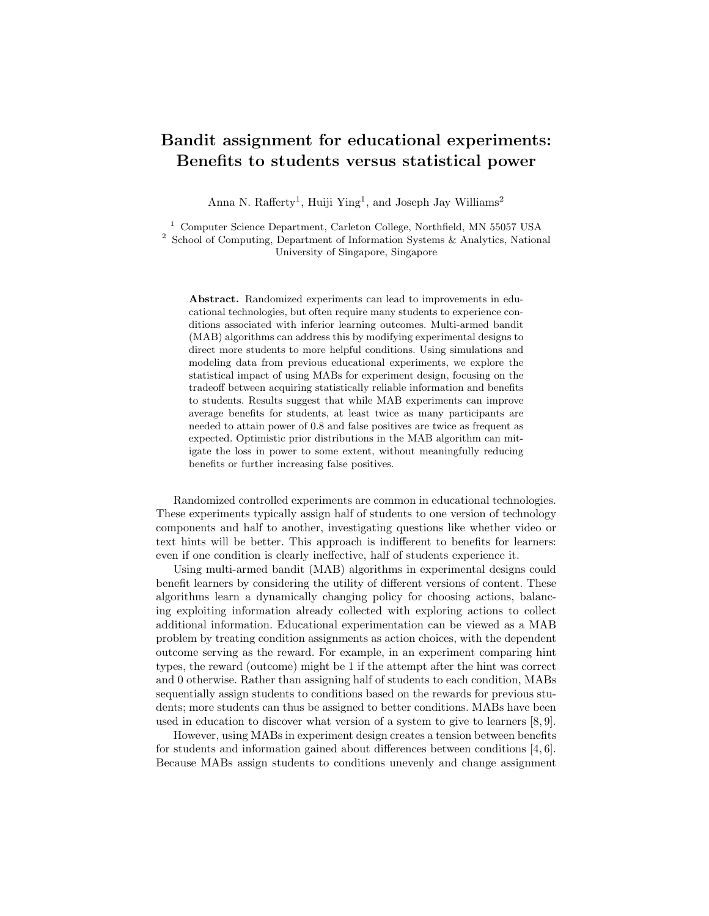# Bandit assignment for educational experiments: Benefits to students versus statistical power

Anna N. Rafferty[1], Huiji Ying[1], and Joseph Jay Williams[2]

[1] Computer Science Department, Carleton College, Northfield, MN 55057 USA
[2] School of Computing, Department of Information Systems & Analytics, National University of Singapore, Singapore

**Abstract.** Randomized experiments can lead to improvements in educational technologies, but often require many students to experience conditions associated with inferior learning outcomes. Multi-armed bandit (MAB) algorithms can address this by modifying experimental designs to direct more students to more helpful conditions. Using simulations and modeling data from previous educational experiments, we explore the statistical impact of using MABs for experiment design, focusing on the tradeoff between acquiring statistically reliable information and benefits to students. Results suggest that while MAB experiments can improve average benefits for students, at least twice as many participants are needed to attain power of 0.8 and false positives are twice as frequent as expected. Optimistic prior distributions in the MAB algorithm can mitigate the loss in power to some extent, without meaningfully reducing benefits or further increasing false positives.

Randomized controlled experiments are common in educational technologies. These experiments typically assign half of students to one version of technology components and half to another, investigating questions like whether video or text hints will be better. This approach is indifferent to benefits for learners: even if one condition is clearly ineffective, half of students experience it.

Using multi-armed bandit (MAB) algorithms in experimental designs could benefit learners by considering the utility of different versions of content. These algorithms learn a dynamically changing policy for choosing actions, balancing exploiting information already collected with exploring actions to collect additional information. Educational experimentation can be viewed as a MAB problem by treating condition assignments as action choices, with the dependent outcome serving as the reward. For example, in an experiment comparing hint types, the reward (outcome) might be 1 if the attempt after the hint was correct and 0 otherwise. Rather than assigning half of students to each condition, MABs sequentially assign students to conditions based on the rewards for previous students; more students can thus be assigned to better conditions. MABs have been used in education to discover what version of a system to give to learners [8, 9].

However, using MABs in experiment design creates a tension between benefits for students and information gained about differences between conditions [4, 6]. Because MABs assign students to conditions unevenly and change assignment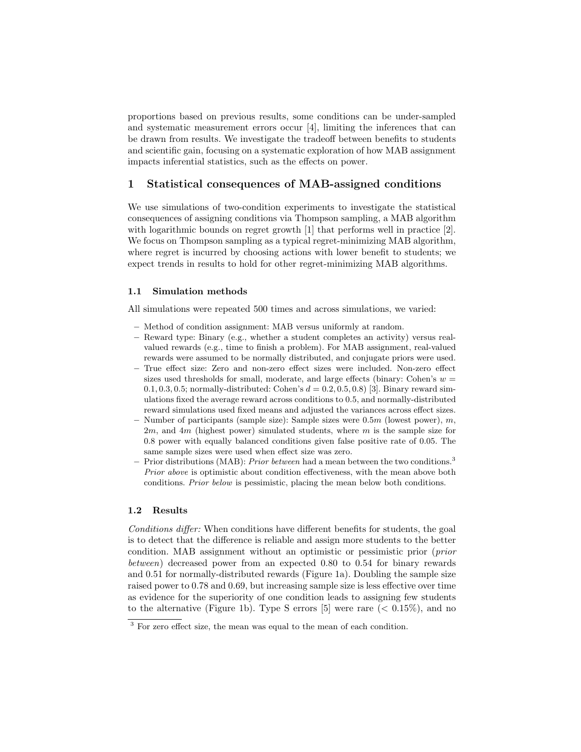proportions based on previous results, some conditions can be under-sampled and systematic measurement errors occur [4], limiting the inferences that can be drawn from results. We investigate the tradeoff between benefits to students and scientific gain, focusing on a systematic exploration of how MAB assignment impacts inferential statistics, such as the effects on power.

## 1 Statistical consequences of MAB-assigned conditions

We use simulations of two-condition experiments to investigate the statistical consequences of assigning conditions via Thompson sampling, a MAB algorithm with logarithmic bounds on regret growth [1] that performs well in practice [2]. We focus on Thompson sampling as a typical regret-minimizing MAB algorithm, where regret is incurred by choosing actions with lower benefit to students; we expect trends in results to hold for other regret-minimizing MAB algorithms.

### 1.1 Simulation methods

All simulations were repeated 500 times and across simulations, we varied:

- Method of condition assignment: MAB versus uniformly at random.
- Reward type: Binary (e.g., whether a student completes an activity) versus real-valued rewards (e.g., time to finish a problem). For MAB assignment, real-valued rewards were assumed to be normally distributed, and conjugate priors were used.
- True effect size: Zero and non-zero effect sizes were included. Non-zero effect sizes used thresholds for small, moderate, and large effects (binary: Cohen's $w = 0.1, 0.3, 0.5$; normally-distributed: Cohen's $d = 0.2, 0.5, 0.8$) [3]. Binary reward simulations fixed the average reward across conditions to 0.5, and normally-distributed reward simulations used fixed means and adjusted the variances across effect sizes.
- Number of participants (sample size): Sample sizes were $0.5m$ (lowest power), $m$, $2m$, and $4m$ (highest power) simulated students, where $m$ is the sample size for 0.8 power with equally balanced conditions given false positive rate of 0.05. The same sample sizes were used when effect size was zero.
- Prior distributions (MAB): *Prior between* had a mean between the two conditions.[3] *Prior above* is optimistic about condition effectiveness, with the mean above both conditions. *Prior below* is pessimistic, placing the mean below both conditions.

### 1.2 Results

*Conditions differ:* When conditions have different benefits for students, the goal is to detect that the difference is reliable and assign more students to the better condition. MAB assignment without an optimistic or pessimistic prior (*prior between*) decreased power from an expected 0.80 to 0.54 for binary rewards and 0.51 for normally-distributed rewards (Figure 1a). Doubling the sample size raised power to 0.78 and 0.69, but increasing sample size is less effective over time as evidence for the superiority of one condition leads to assigning few students to the alternative (Figure 1b). Type S errors [5] were rare ($< 0.15\%$), and no

[3] For zero effect size, the mean was equal to the mean of each condition.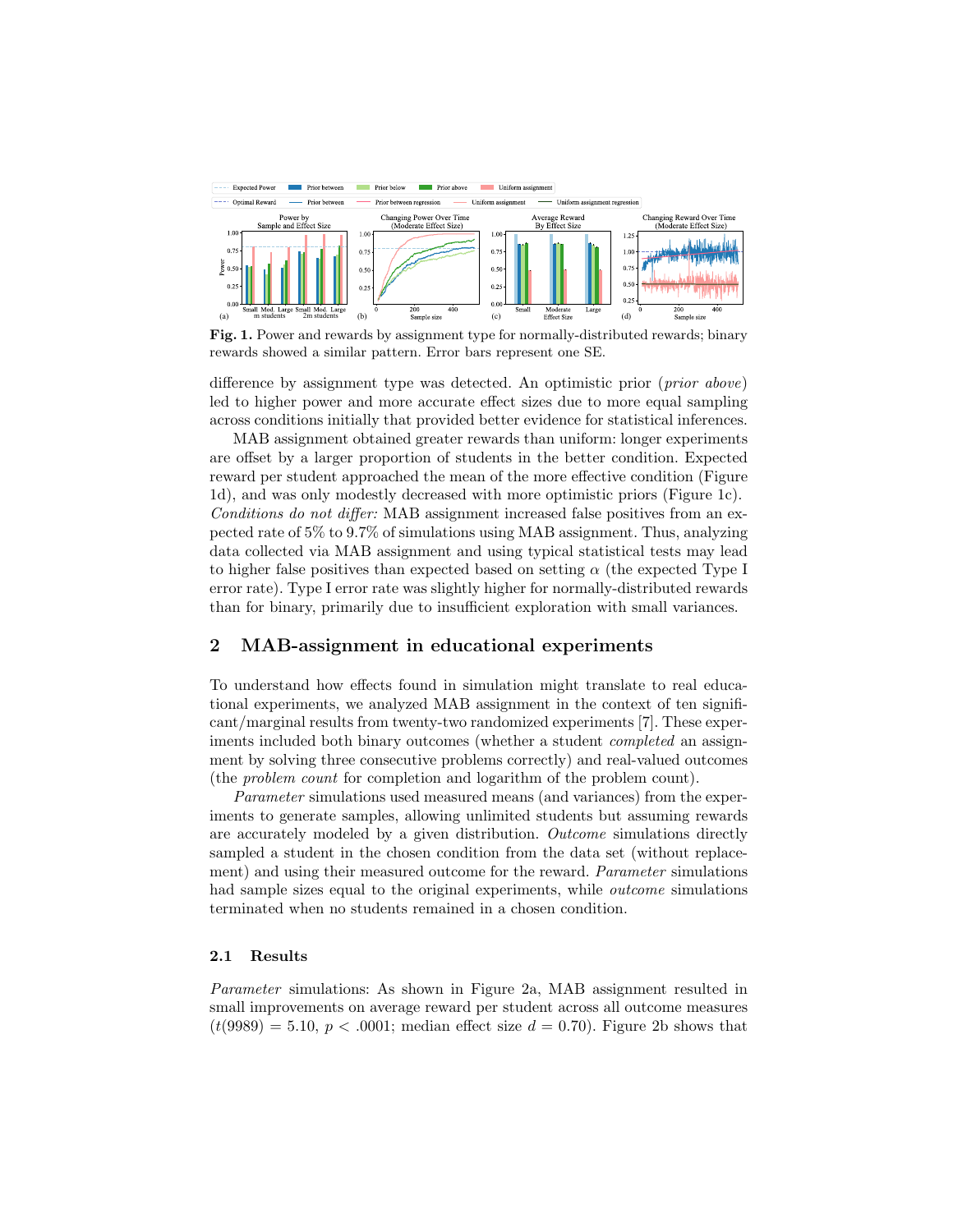**Fig. 1.** Power and rewards by assignment type for normally-distributed rewards; binary rewards showed a similar pattern. Error bars represent one SE.

difference by assignment type was detected. An optimistic prior (*prior above*) led to higher power and more accurate effect sizes due to more equal sampling across conditions initially that provided better evidence for statistical inferences.

MAB assignment obtained greater rewards than uniform: longer experiments are offset by a larger proportion of students in the better condition. Expected reward per student approached the mean of the more effective condition (Figure 1d), and was only modestly decreased with more optimistic priors (Figure 1c). *Conditions do not differ:* MAB assignment increased false positives from an expected rate of 5% to 9.7% of simulations using MAB assignment. Thus, analyzing data collected via MAB assignment and using typical statistical tests may lead to higher false positives than expected based on setting $\alpha$ (the expected Type I error rate). Type I error rate was slightly higher for normally-distributed rewards than for binary, primarily due to insufficient exploration with small variances.

## 2 MAB-assignment in educational experiments

To understand how effects found in simulation might translate to real educational experiments, we analyzed MAB assignment in the context of ten significant/marginal results from twenty-two randomized experiments [7]. These experiments included both binary outcomes (whether a student *completed* an assignment by solving three consecutive problems correctly) and real-valued outcomes (the *problem count* for completion and logarithm of the problem count).

*Parameter* simulations used measured means (and variances) from the experiments to generate samples, allowing unlimited students but assuming rewards are accurately modeled by a given distribution. *Outcome* simulations directly sampled a student in the chosen condition from the data set (without replacement) and using their measured outcome for the reward. *Parameter* simulations had sample sizes equal to the original experiments, while *outcome* simulations terminated when no students remained in a chosen condition.

### 2.1 Results

*Parameter* simulations: As shown in Figure 2a, MAB assignment resulted in small improvements on average reward per student across all outcome measures ($t(9989) = 5.10$, $p < .0001$; median effect size $d = 0.70$). Figure 2b shows that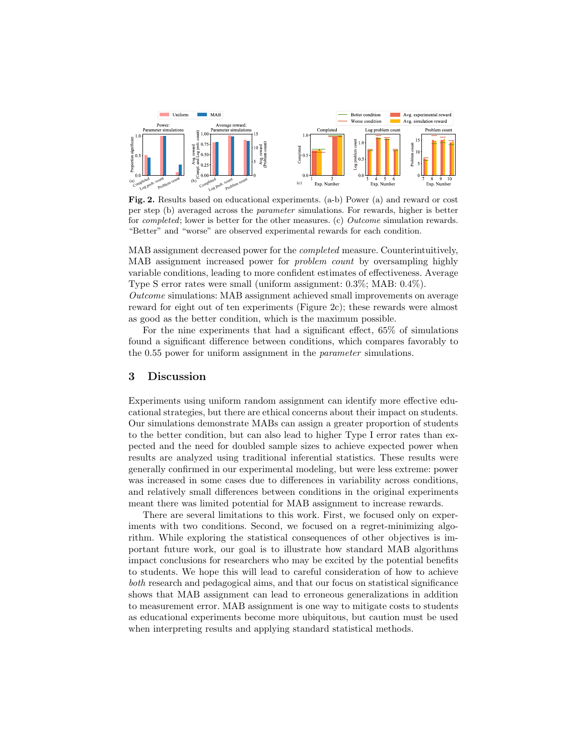Uniform
MAB

Power:
Parameter simulations

Proportion significant

1.0
0.5
0.0

(a) Completed Log prob. count Problem count

Average reward:
Parameter simulations

Avg. reward (Compl. and Log prob. count)

1.00
0.75
0.50
0.25
0.00

Avg. reward (Problem count)

15
10
5
0

(b) Completed Log prob. count Problem count

Better condition
Worse condition
Avg. experimental reward
Avg. simulation reward

Completed

Completed

1.0
0.5
0.0

1 2
Exp. Number

(c)

Log problem count

Log problem count

1.0
0.5
0.0

3 4 5 6
Exp. Number

Problem count

Problem count

15
10
5
0

7 8 9 10
Exp. Number

**Fig. 2.** Results based on educational experiments. (a-b) Power (a) and reward or cost per step (b) averaged across the *parameter* simulations. For rewards, higher is better for *completed*; lower is better for the other measures. (c) *Outcome* simulation rewards. "Better" and "worse" are observed experimental rewards for each condition.

MAB assignment decreased power for the *completed* measure. Counterintuitively, MAB assignment increased power for *problem count* by oversampling highly variable conditions, leading to more confident estimates of effectiveness. Average Type S error rates were small (uniform assignment: 0.3%; MAB: 0.4%).
*Outcome* simulations: MAB assignment achieved small improvements on average reward for eight out of ten experiments (Figure 2c); these rewards were almost as good as the better condition, which is the maximum possible.

For the nine experiments that had a significant effect, 65% of simulations found a significant difference between conditions, which compares favorably to the 0.55 power for uniform assignment in the *parameter* simulations.

## 3 Discussion

Experiments using uniform random assignment can identify more effective educational strategies, but there are ethical concerns about their impact on students. Our simulations demonstrate MABs can assign a greater proportion of students to the better condition, but can also lead to higher Type I error rates than expected and the need for doubled sample sizes to achieve expected power when results are analyzed using traditional inferential statistics. These results were generally confirmed in our experimental modeling, but were less extreme: power was increased in some cases due to differences in variability across conditions, and relatively small differences between conditions in the original experiments meant there was limited potential for MAB assignment to increase rewards.

There are several limitations to this work. First, we focused only on experiments with two conditions. Second, we focused on a regret-minimizing algorithm. While exploring the statistical consequences of other objectives is important future work, our goal is to illustrate how standard MAB algorithms impact conclusions for researchers who may be excited by the potential benefits to students. We hope this will lead to careful consideration of how to achieve *both* research and pedagogical aims, and that our focus on statistical significance shows that MAB assignment can lead to erroneous generalizations in addition to measurement error. MAB assignment is one way to mitigate costs to students as educational experiments become more ubiquitous, but caution must be used when interpreting results and applying standard statistical methods.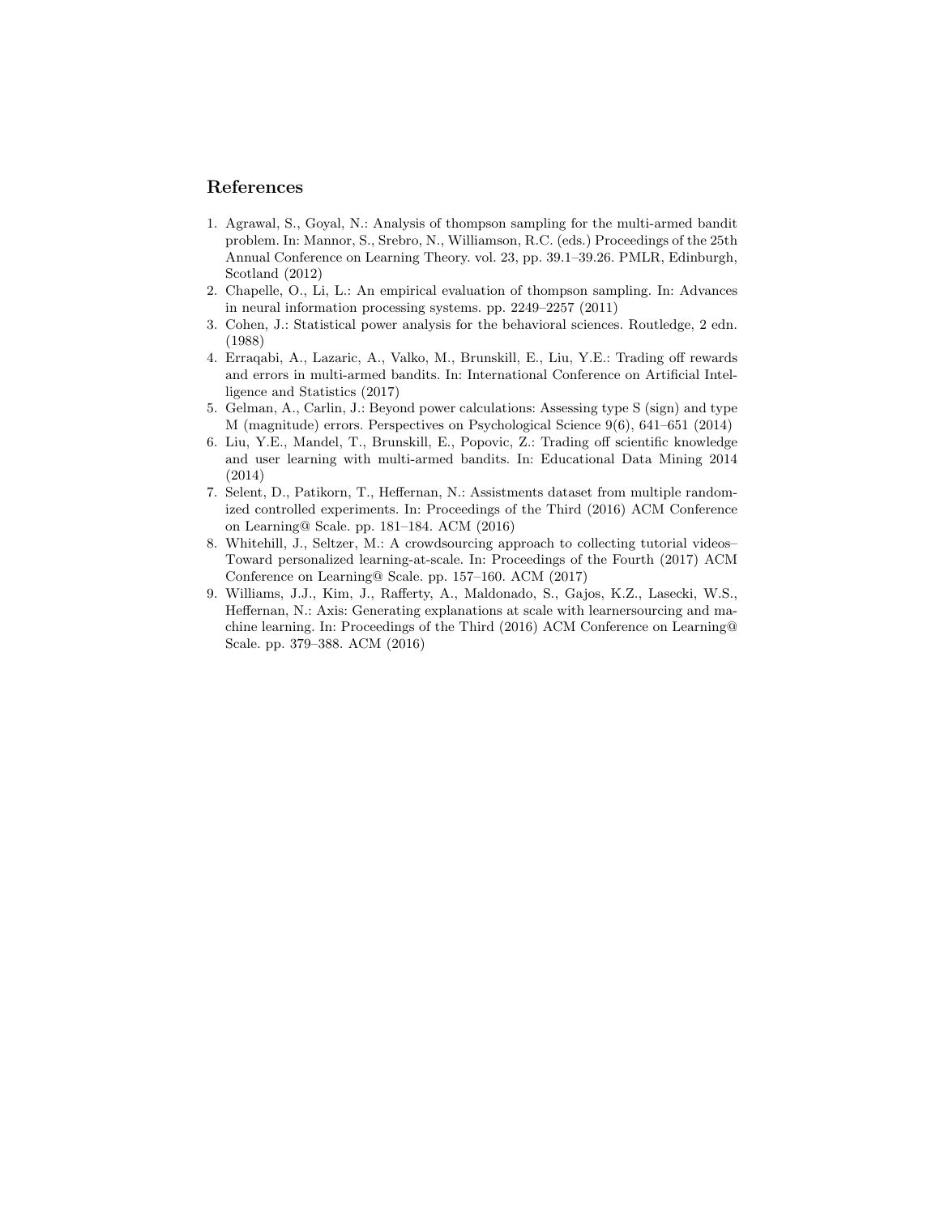## References

1. Agrawal, S., Goyal, N.: Analysis of thompson sampling for the multi-armed bandit problem. In: Mannor, S., Srebro, N., Williamson, R.C. (eds.) Proceedings of the 25th Annual Conference on Learning Theory. vol. 23, pp. 39.1–39.26. PMLR, Edinburgh, Scotland (2012)
2. Chapelle, O., Li, L.: An empirical evaluation of thompson sampling. In: Advances in neural information processing systems. pp. 2249–2257 (2011)
3. Cohen, J.: Statistical power analysis for the behavioral sciences. Routledge, 2 edn. (1988)
4. Erraqabi, A., Lazaric, A., Valko, M., Brunskill, E., Liu, Y.E.: Trading off rewards and errors in multi-armed bandits. In: International Conference on Artificial Intelligence and Statistics (2017)
5. Gelman, A., Carlin, J.: Beyond power calculations: Assessing type S (sign) and type M (magnitude) errors. Perspectives on Psychological Science 9(6), 641–651 (2014)
6. Liu, Y.E., Mandel, T., Brunskill, E., Popovic, Z.: Trading off scientific knowledge and user learning with multi-armed bandits. In: Educational Data Mining 2014 (2014)
7. Selent, D., Patikorn, T., Heffernan, N.: Assistments dataset from multiple randomized controlled experiments. In: Proceedings of the Third (2016) ACM Conference on Learning@ Scale. pp. 181–184. ACM (2016)
8. Whitehill, J., Seltzer, M.: A crowdsourcing approach to collecting tutorial videos–Toward personalized learning-at-scale. In: Proceedings of the Fourth (2017) ACM Conference on Learning@ Scale. pp. 157–160. ACM (2017)
9. Williams, J.J., Kim, J., Rafferty, A., Maldonado, S., Gajos, K.Z., Lasecki, W.S., Heffernan, N.: Axis: Generating explanations at scale with learnersourcing and machine learning. In: Proceedings of the Third (2016) ACM Conference on Learning@ Scale. pp. 379–388. ACM (2016)